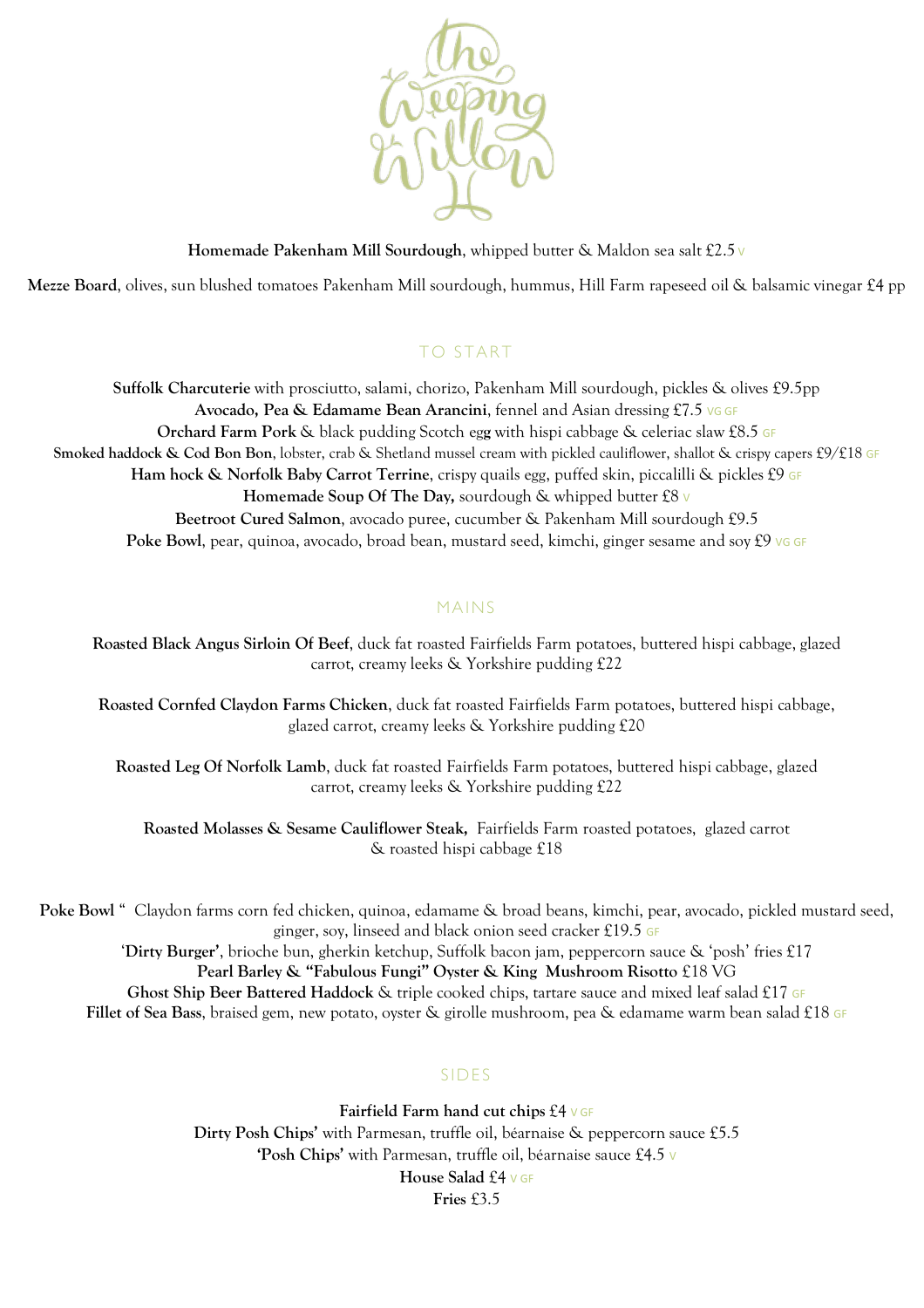# the Weeping Willow

**Homemade Pakenham Mill Sourdough**, whipped butter & Maldon sea salt £2.5 V

**Mezze Board**, olives, sun blushed tomatoes Pakenham Mill sourdough, hummus, Hill Farm rapeseed oil & balsamic vinegar £4 pp

## TO START

**Suffolk Charcuterie** with prosciutto, salami, chorizo, Pakenham Mill sourdough, pickles & olives £9.5pp

**Avocado, Pea & Edamame Bean Arancini**, fennel and Asian dressing £7.5 VG GF

**Orchard Farm Pork** & black pudding Scotch egg with hispi cabbage & celeriac slaw £8.5 GF

**Smoked haddock & Cod Bon Bon**, lobster, crab & Shetland mussel cream with pickled cauliflower, shallot & crispy capers £9/£18 GF

**Ham hock & Norfolk Baby Carrot Terrine**, crispy quails egg, puffed skin, piccalilli & pickles £9 GF

**Homemade Soup Of The Day,** sourdough & whipped butter £8 V

**Beetroot Cured Salmon**, avocado puree, cucumber & Pakenham Mill sourdough £9.5

**Poke Bowl**, pear, quinoa, avocado, broad bean, mustard seed, kimchi, ginger sesame and soy £9 VG GF

## MAINS

**Roasted Black Angus Sirloin Of Beef**, duck fat roasted Fairfields Farm potatoes, buttered hispi cabbage, glazed carrot, creamy leeks & Yorkshire pudding £22

**Roasted Cornfed Claydon Farms Chicken**, duck fat roasted Fairfields Farm potatoes, buttered hispi cabbage, glazed carrot, creamy leeks & Yorkshire pudding £20

**Roasted Leg Of Norfolk Lamb**, duck fat roasted Fairfields Farm potatoes, buttered hispi cabbage, glazed carrot, creamy leeks & Yorkshire pudding £22

**Roasted Molasses & Sesame Cauliflower Steak,** Fairfields Farm roasted potatoes, glazed carrot & roasted hispi cabbage £18

**Poke Bowl** " Claydon farms corn fed chicken, quinoa, edamame & broad beans, kimchi, pear, avocado, pickled mustard seed, ginger, soy, linseed and black onion seed cracker £19.5 GF

'**Dirty Burger'**, brioche bun, gherkin ketchup, Suffolk bacon jam, peppercorn sauce & 'posh' fries £17

**Pearl Barley & "Fabulous Fungi" Oyster & King Mushroom Risotto** £18 VG

**Ghost Ship Beer Battered Haddock** & triple cooked chips, tartare sauce and mixed leaf salad £17 GF

**Fillet of Sea Bass**, braised gem, new potato, oyster & girolle mushroom, pea & edamame warm bean salad £18 GF

## SIDES

**Fairfield Farm hand cut chips** £4 V GF

**Dirty Posh Chips'** with Parmesan, truffle oil, béarnaise & peppercorn sauce £5.5

**'Posh Chips'** with Parmesan, truffle oil, béarnaise sauce £4.5 V

**House Salad** £4 V GF

**Fries** £3.5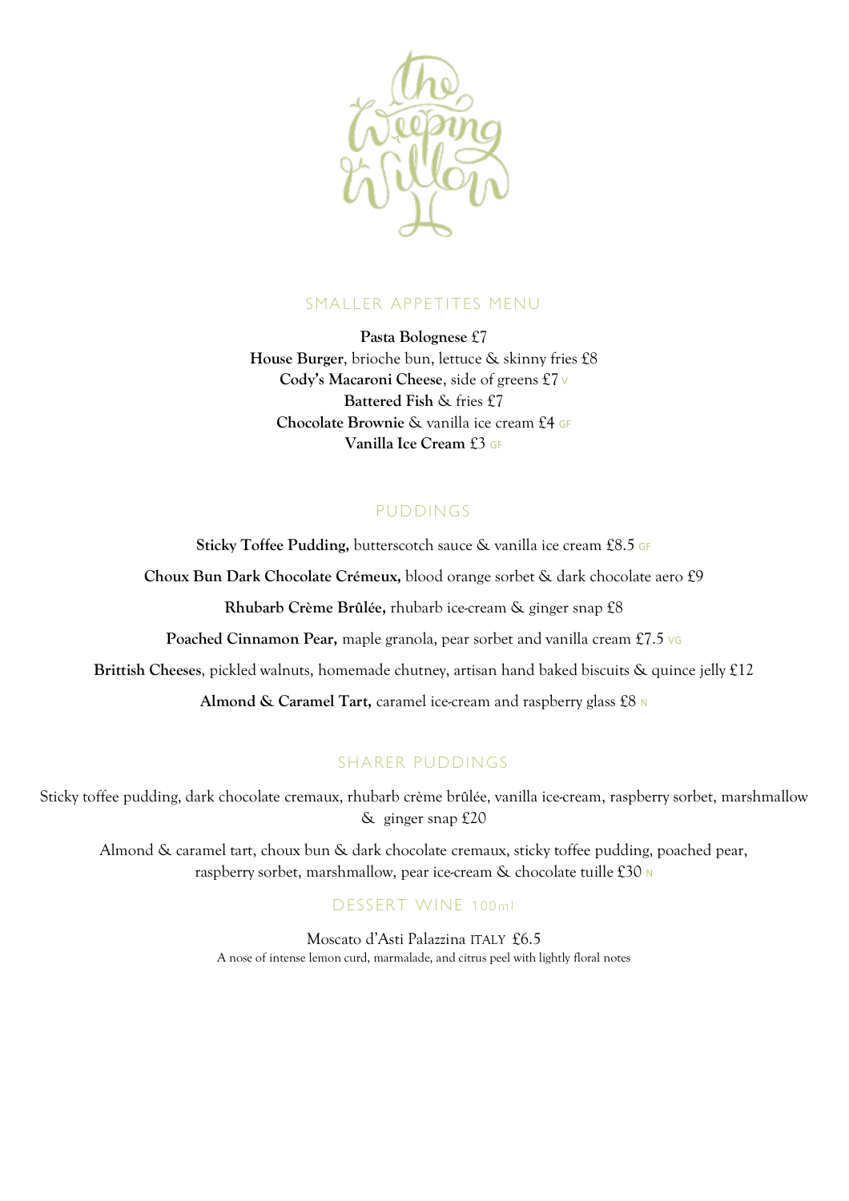# the Weeping Willow

## SMALLER APPETITES MENU

**Pasta Bolognese** £7
**House Burger**, brioche bun, lettuce & skinny fries £8
**Cody's Macaroni Cheese**, side of greens £7 V
**Battered Fish** & fries £7
**Chocolate Brownie** & vanilla ice cream £4 GF
**Vanilla Ice Cream** £3 GF

## PUDDINGS

**Sticky Toffee Pudding,** butterscotch sauce & vanilla ice cream £8.5 GF

**Choux Bun Dark Chocolate Crémeux,** blood orange sorbet & dark chocolate aero £9

**Rhubarb Crème Brûlée,** rhubarb ice-cream & ginger snap £8

**Poached Cinnamon Pear,** maple granola, pear sorbet and vanilla cream £7.5 VG

**Brittish Cheeses**, pickled walnuts, homemade chutney, artisan hand baked biscuits & quince jelly £12

**Almond & Caramel Tart,** caramel ice-cream and raspberry glass £8 N

## SHARER PUDDINGS

Sticky toffee pudding, dark chocolate cremaux, rhubarb crème brûlée, vanilla ice-cream, raspberry sorbet, marshmallow & ginger snap £20

Almond & caramel tart, choux bun & dark chocolate cremaux, sticky toffee pudding, poached pear, raspberry sorbet, marshmallow, pear ice-cream & chocolate tuille £30 N

## DESSERT WINE 100ml

Moscato d'Asti Palazzina ITALY £6.5
A nose of intense lemon curd, marmalade, and citrus peel with lightly floral notes